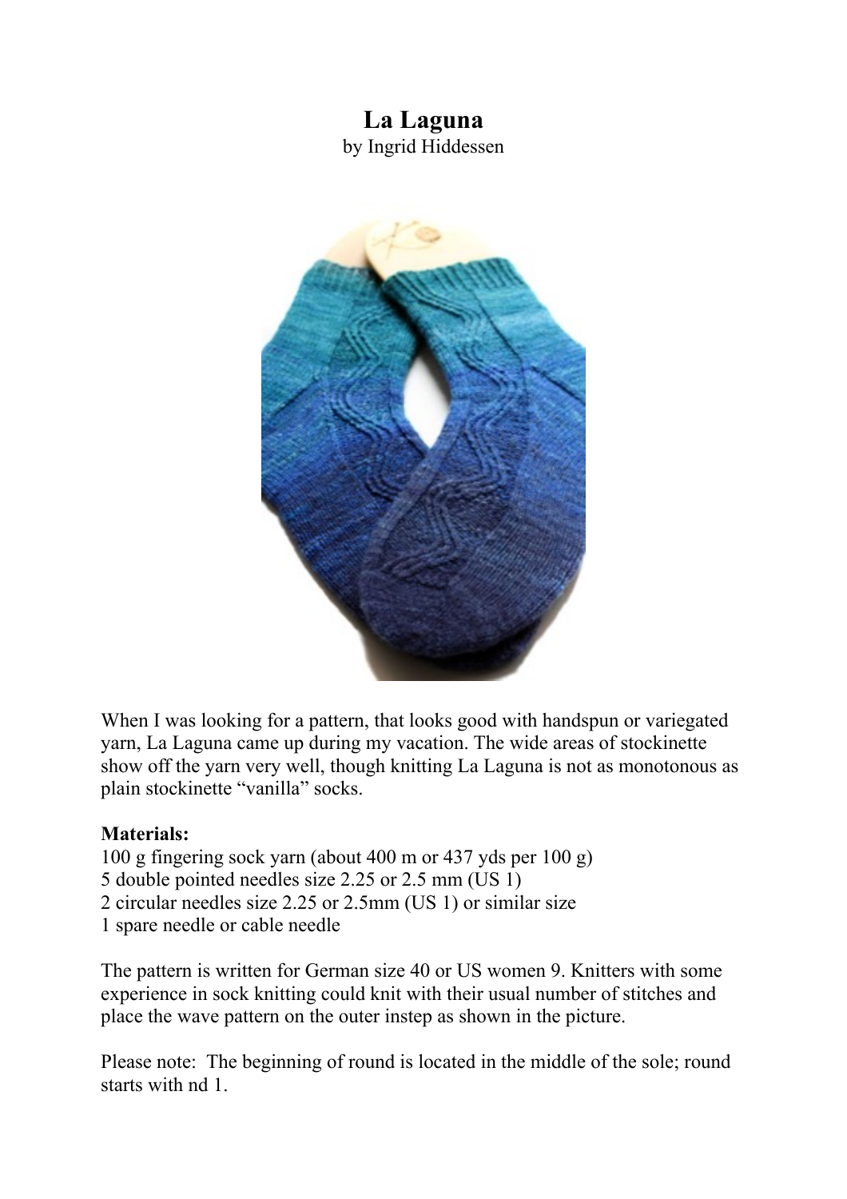# La Laguna

by Ingrid Hiddessen

When I was looking for a pattern, that looks good with handspun or variegated yarn, La Laguna came up during my vacation. The wide areas of stockinette show off the yarn very well, though knitting La Laguna is not as monotonous as plain stockinette "vanilla" socks.

**Materials:**

100 g fingering sock yarn (about 400 m or 437 yds per 100 g)
5 double pointed needles size 2.25 or 2.5 mm (US 1)
2 circular needles size 2.25 or 2.5mm (US 1) or similar size
1 spare needle or cable needle

The pattern is written for German size 40 or US women 9. Knitters with some experience in sock knitting could knit with their usual number of stitches and place the wave pattern on the outer instep as shown in the picture.

Please note: The beginning of round is located in the middle of the sole; round starts with nd 1.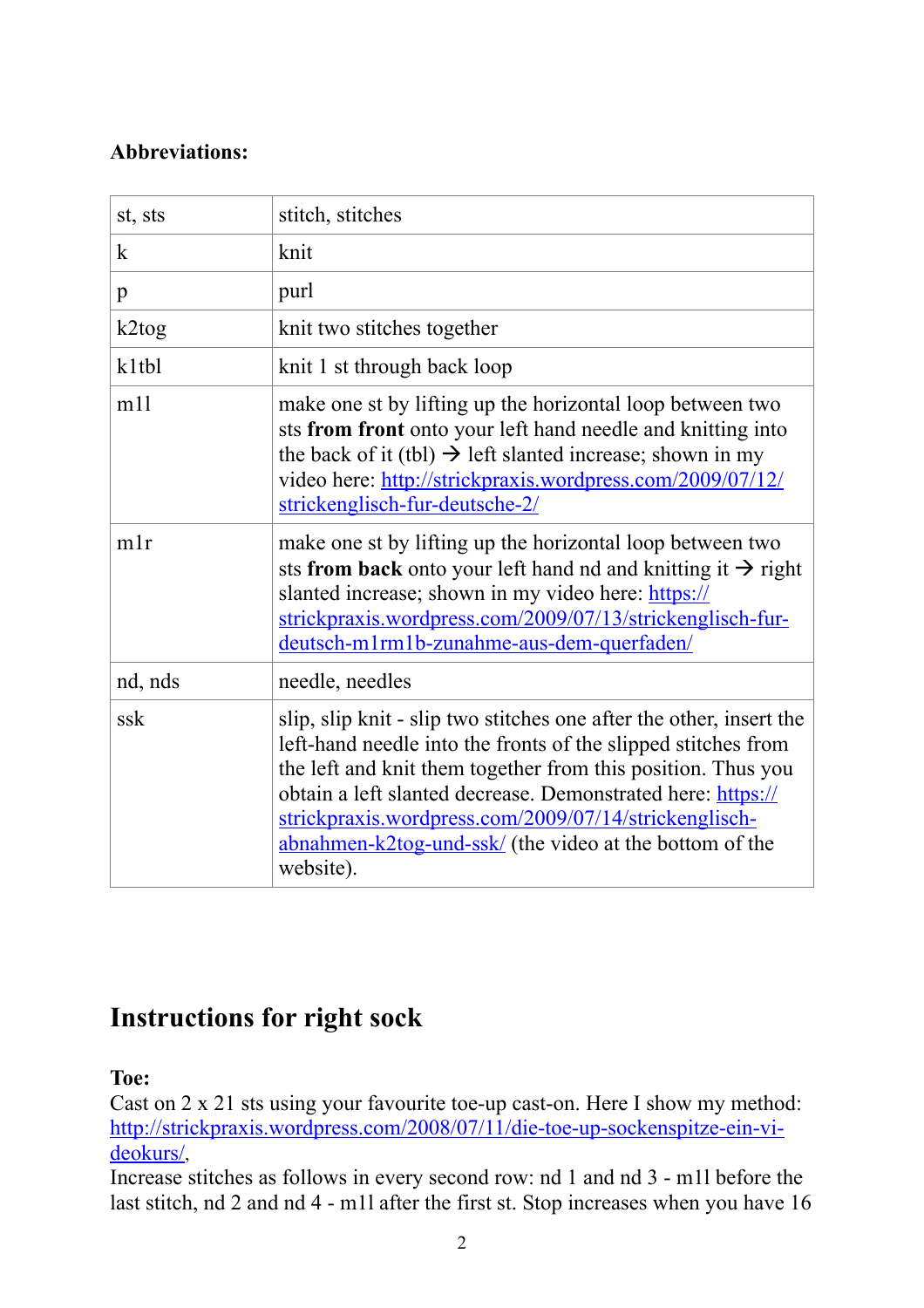**Abbreviations:**

| st, sts | stitch, stitches |
|---|---|
| k | knit |
| p | purl |
| k2tog | knit two stitches together |
| k1tbl | knit 1 st through back loop |
| m1l | make one st by lifting up the horizontal loop between two sts **from front** onto your left hand needle and knitting into the back of it (tbl) → left slanted increase; shown in my video here: http://strickpraxis.wordpress.com/2009/07/12/strickenglisch-fur-deutsche-2/ |
| m1r | make one st by lifting up the horizontal loop between two sts **from back** onto your left hand nd and knitting it → right slanted increase; shown in my video here: https://strickpraxis.wordpress.com/2009/07/13/strickenglisch-fur-deutsch-m1rm1b-zunahme-aus-dem-querfaden/ |
| nd, nds | needle, needles |
| ssk | slip, slip knit - slip two stitches one after the other, insert the left-hand needle into the fronts of the slipped stitches from the left and knit them together from this position. Thus you obtain a left slanted decrease. Demonstrated here: https://strickpraxis.wordpress.com/2009/07/14/strickenglisch-abnahmen-k2tog-und-ssk/ (the video at the bottom of the website). |

## Instructions for right sock

**Toe:**
Cast on 2 x 21 sts using your favourite toe-up cast-on. Here I show my method: http://strickpraxis.wordpress.com/2008/07/11/die-toe-up-sockenspitze-ein-vi-deokurs/,
Increase stitches as follows in every second row: nd 1 and nd 3 - m1l before the last stitch, nd 2 and nd 4 - m1l after the first st. Stop increases when you have 16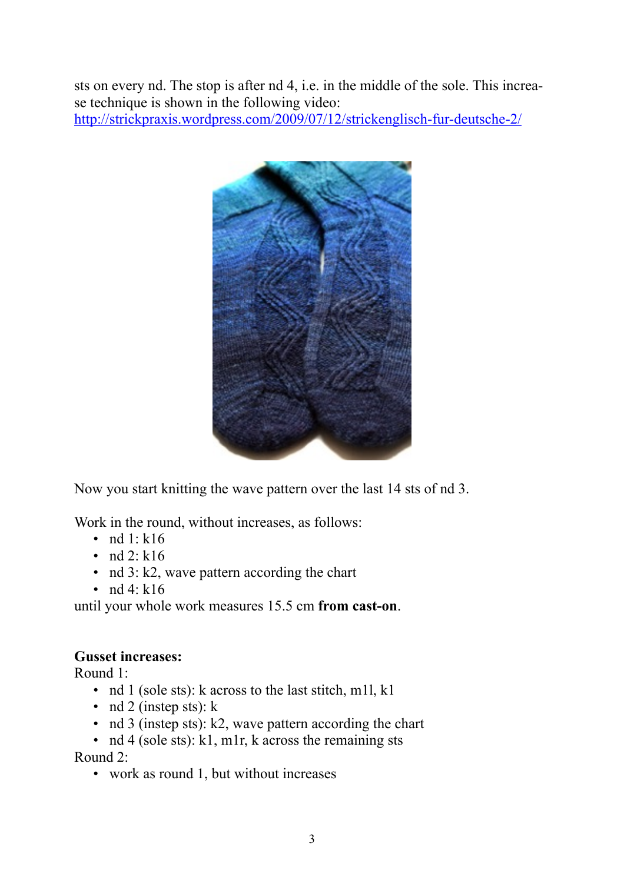sts on every nd. The stop is after nd 4, i.e. in the middle of the sole. This increase technique is shown in the following video:
http://strickpraxis.wordpress.com/2009/07/12/strickenglisch-fur-deutsche-2/

Now you start knitting the wave pattern over the last 14 sts of nd 3.

Work in the round, without increases, as follows:

- nd 1: k16
- nd 2: k16
- nd 3: k2, wave pattern according the chart
- nd 4: k16

until your whole work measures 15.5 cm **from cast-on**.

**Gusset increases:**

Round 1:

- nd 1 (sole sts): k across to the last stitch, m1l, k1
- nd 2 (instep sts): k
- nd 3 (instep sts): k2, wave pattern according the chart
- nd 4 (sole sts): k1, m1r, k across the remaining sts

Round 2:

- work as round 1, but without increases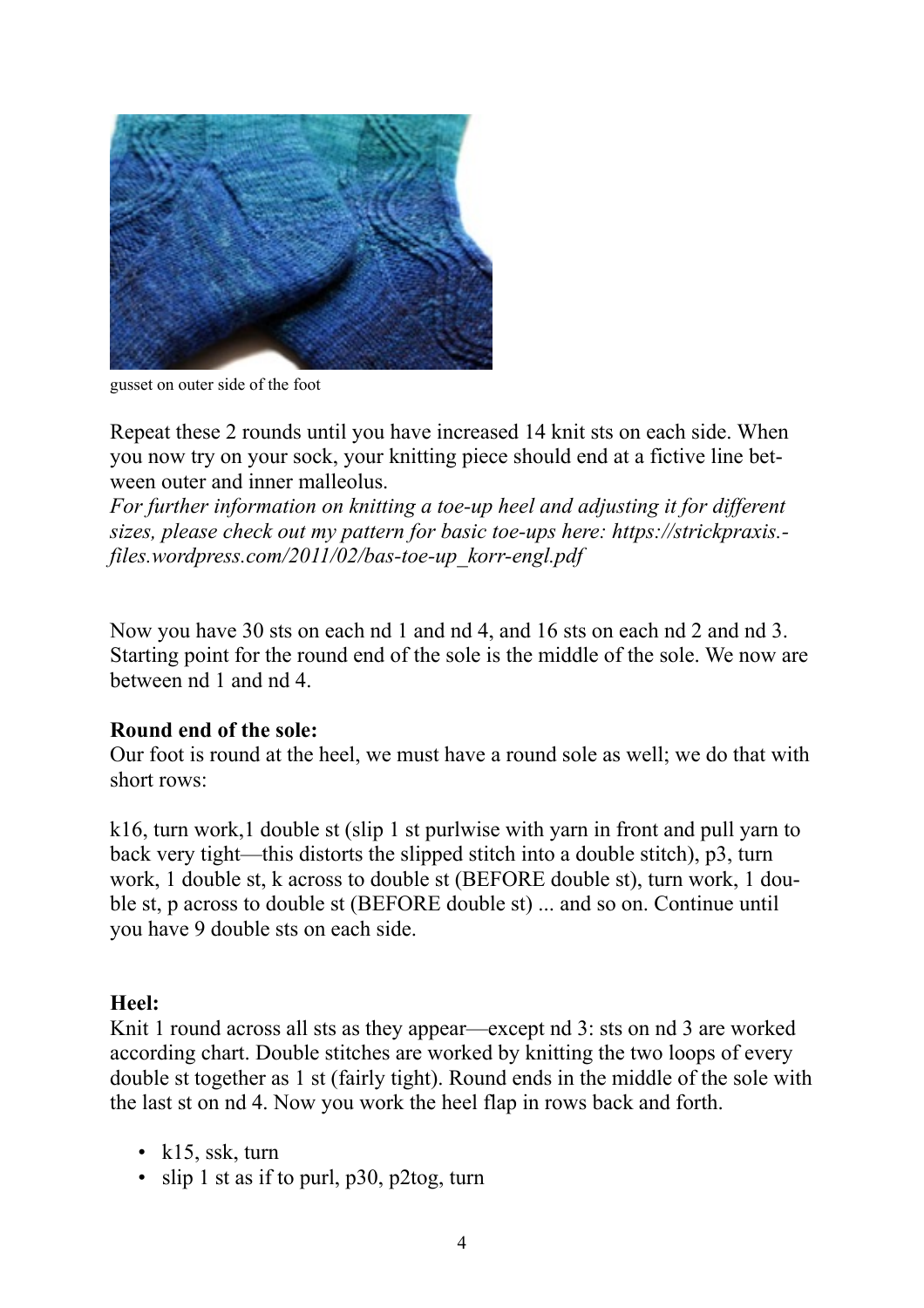gusset on outer side of the foot

Repeat these 2 rounds until you have increased 14 knit sts on each side. When you now try on your sock, your knitting piece should end at a fictive line between outer and inner malleolus.
*For further information on knitting a toe-up heel and adjusting it for different sizes, please check out my pattern for basic toe-ups here: https://strickpraxis.files.wordpress.com/2011/02/bas-toe-up_korr-engl.pdf*

Now you have 30 sts on each nd 1 and nd 4, and 16 sts on each nd 2 and nd 3. Starting point for the round end of the sole is the middle of the sole. We now are between nd 1 and nd 4.

**Round end of the sole:**
Our foot is round at the heel, we must have a round sole as well; we do that with short rows:

k16, turn work,1 double st (slip 1 st purlwise with yarn in front and pull yarn to back very tight—this distorts the slipped stitch into a double stitch), p3, turn work, 1 double st, k across to double st (BEFORE double st), turn work, 1 double st, p across to double st (BEFORE double st) ... and so on. Continue until you have 9 double sts on each side.

**Heel:**
Knit 1 round across all sts as they appear—except nd 3: sts on nd 3 are worked according chart. Double stitches are worked by knitting the two loops of every double st together as 1 st (fairly tight). Round ends in the middle of the sole with the last st on nd 4. Now you work the heel flap in rows back and forth.

- k15, ssk, turn
- slip 1 st as if to purl, p30, p2tog, turn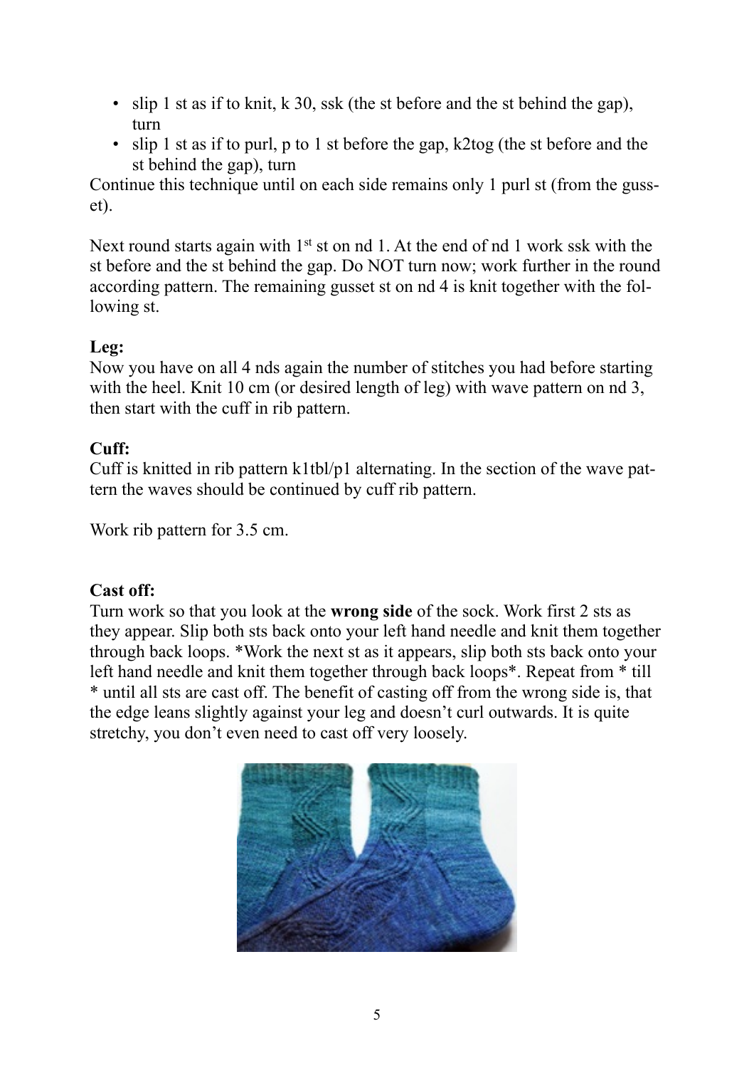- slip 1 st as if to knit, k 30, ssk (the st before and the st behind the gap), turn
- slip 1 st as if to purl, p to 1 st before the gap, k2tog (the st before and the st behind the gap), turn

Continue this technique until on each side remains only 1 purl st (from the gusset).

Next round starts again with 1st st on nd 1. At the end of nd 1 work ssk with the st before and the st behind the gap. Do NOT turn now; work further in the round according pattern. The remaining gusset st on nd 4 is knit together with the following st.

**Leg:**

Now you have on all 4 nds again the number of stitches you had before starting with the heel. Knit 10 cm (or desired length of leg) with wave pattern on nd 3, then start with the cuff in rib pattern.

**Cuff:**

Cuff is knitted in rib pattern k1tbl/p1 alternating. In the section of the wave pattern the waves should be continued by cuff rib pattern.

Work rib pattern for 3.5 cm.

**Cast off:**

Turn work so that you look at the **wrong side** of the sock. Work first 2 sts as they appear. Slip both sts back onto your left hand needle and knit them together through back loops. *Work the next st as it appears, slip both sts back onto your left hand needle and knit them together through back loops*. Repeat from * till * until all sts are cast off. The benefit of casting off from the wrong side is, that the edge leans slightly against your leg and doesn't curl outwards. It is quite stretchy, you don't even need to cast off very loosely.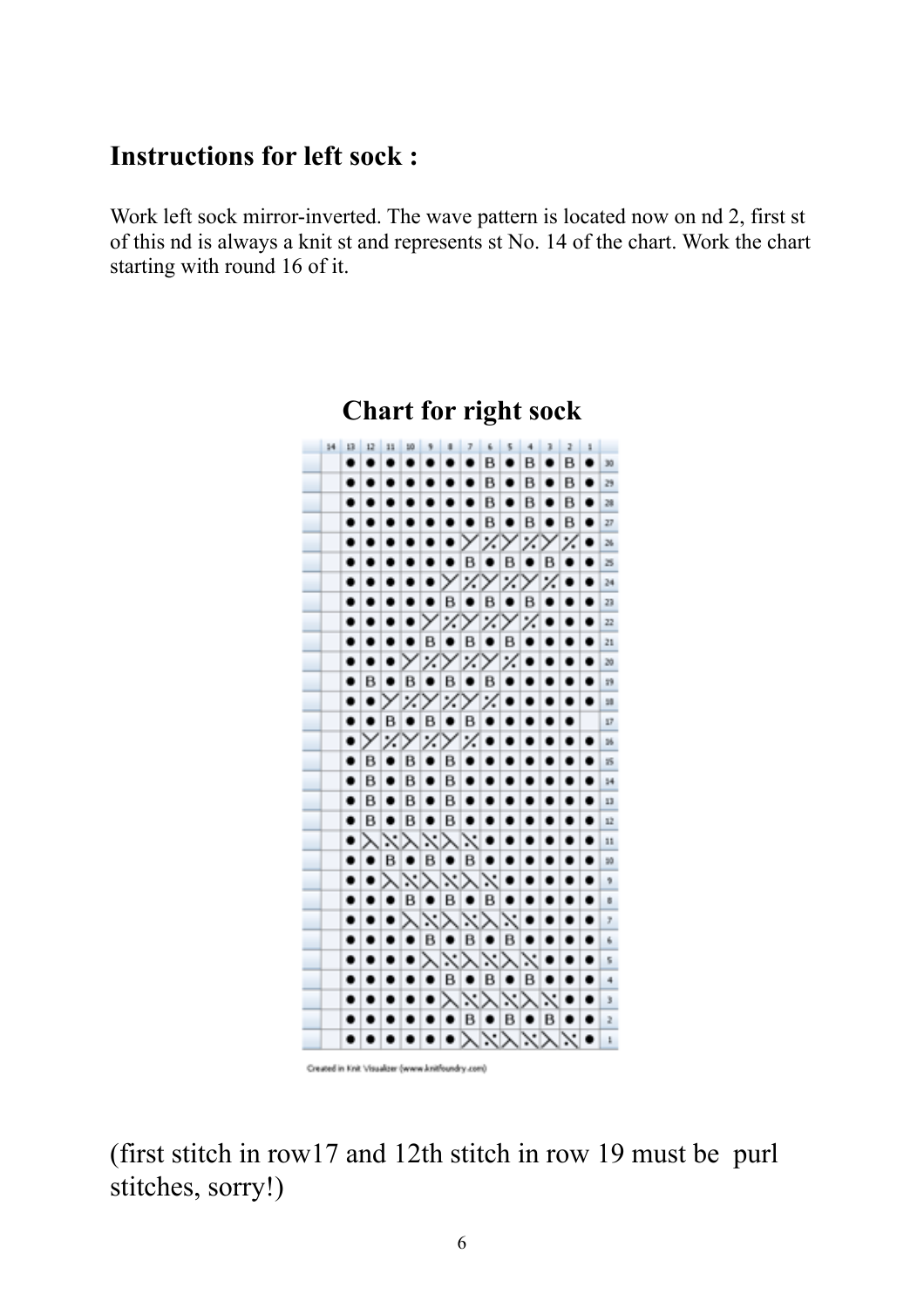## Instructions for left sock :

Work left sock mirror-inverted. The wave pattern is located now on nd 2, first st of this nd is always a knit st and represents st No. 14 of the chart. Work the chart starting with round 16 of it.

## Chart for right sock

Created in Knit Visualizer (www.knitfoundry.com)

(first stitch in row17 and 12th stitch in row 19 must be purl stitches, sorry!)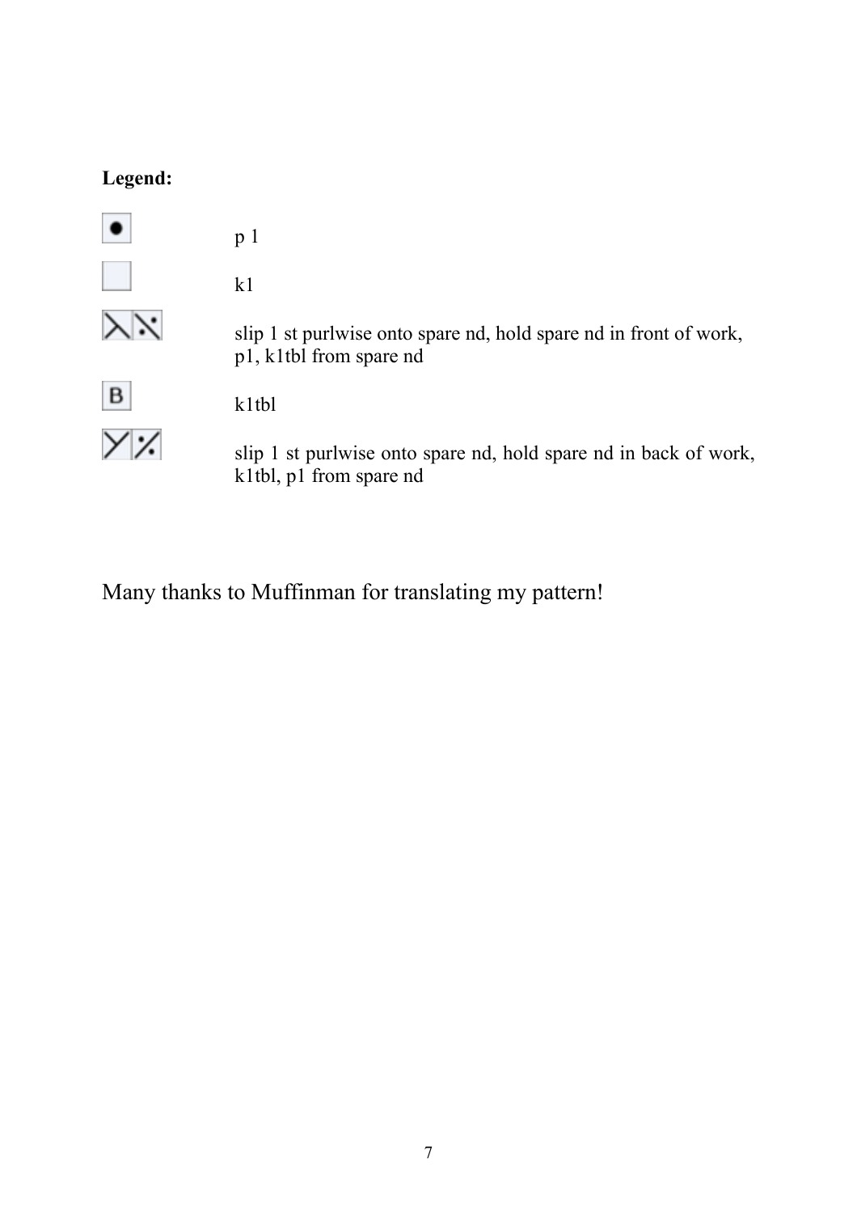**Legend:**

| | |
|---|---|
| ● | p 1 |
| □ | k1 |
| ⋋ ⋱ | slip 1 st purlwise onto spare nd, hold spare nd in front of work, p1, k1tbl from spare nd |
| B | k1tbl |
| Y ⁒ | slip 1 st purlwise onto spare nd, hold spare nd in back of work, k1tbl, p1 from spare nd |

Many thanks to Muffinman for translating my pattern!